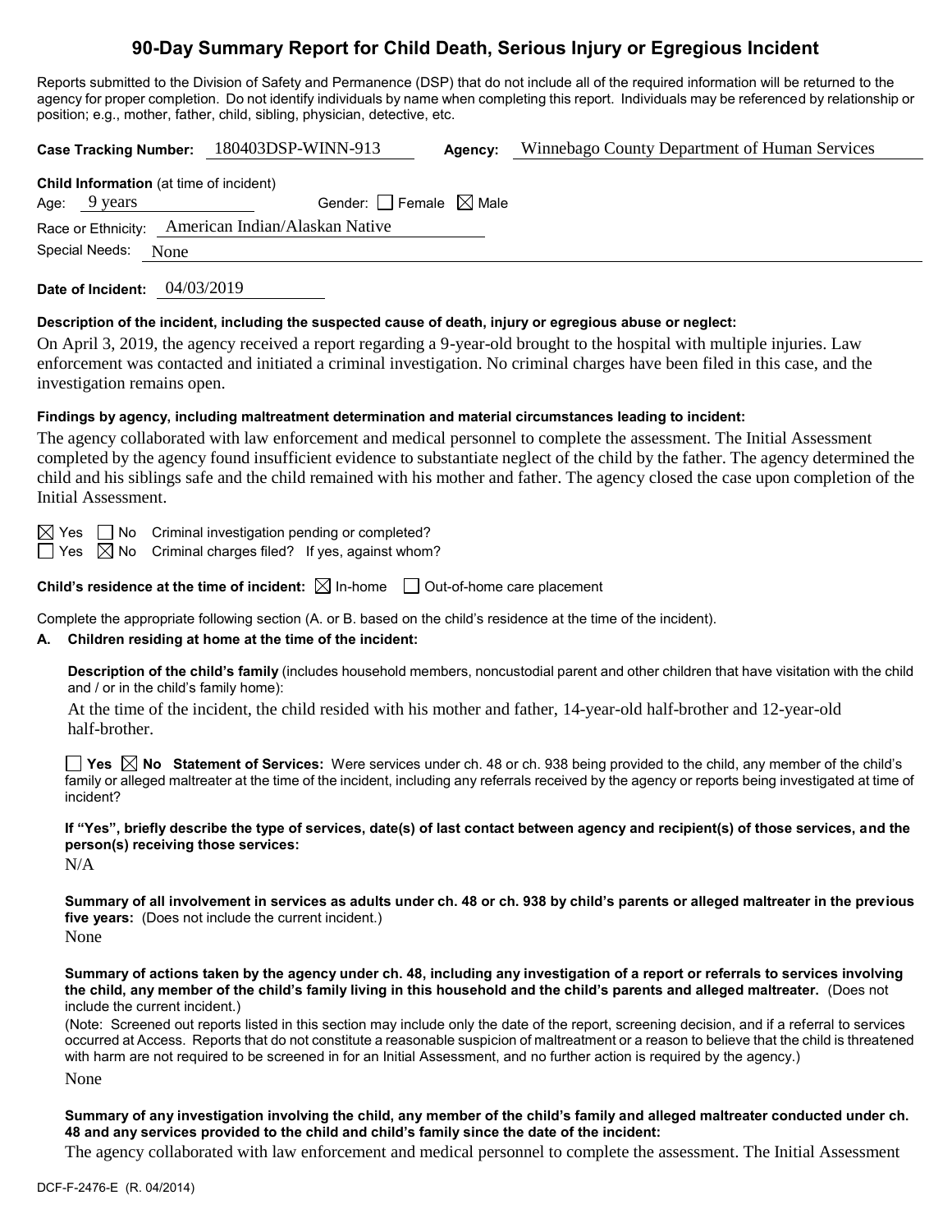# 90-Day Summary Report for Child Death, Serious Injury or Egregious Incident

Reports submitted to the Division of Safety and Permanence (DSP) that do not include all of the required information will be returned to the agency for proper completion. Do not identify individuals by name when completing this report. Individuals may be referenced by relationship or position; e.g., mother, father, child, sibling, physician, detective, etc.

**Case Tracking Number:** 180403DSP-WINN-913 **Agency:** Winnebago County Department of Human Services

**Child Information** (at time of incident)

Age: 9 years Gender: ☐ Female ☒ Male

Race or Ethnicity: American Indian/Alaskan Native

Special Needs: None

**Date of Incident:** 04/03/2019

**Description of the incident, including the suspected cause of death, injury or egregious abuse or neglect:**

On April 3, 2019, the agency received a report regarding a 9-year-old brought to the hospital with multiple injuries. Law enforcement was contacted and initiated a criminal investigation. No criminal charges have been filed in this case, and the investigation remains open.

**Findings by agency, including maltreatment determination and material circumstances leading to incident:**

The agency collaborated with law enforcement and medical personnel to complete the assessment. The Initial Assessment completed by the agency found insufficient evidence to substantiate neglect of the child by the father. The agency determined the child and his siblings safe and the child remained with his mother and father. The agency closed the case upon completion of the Initial Assessment.

☒ Yes ☐ No Criminal investigation pending or completed?

☐ Yes ☒ No Criminal charges filed? If yes, against whom?

**Child's residence at the time of incident:** ☒ In-home ☐ Out-of-home care placement

Complete the appropriate following section (A. or B. based on the child's residence at the time of the incident).

**A. Children residing at home at the time of the incident:**

**Description of the child's family** (includes household members, noncustodial parent and other children that have visitation with the child and / or in the child's family home):

At the time of the incident, the child resided with his mother and father, 14-year-old half-brother and 12-year-old half-brother.

☐ **Yes** ☒ **No Statement of Services:** Were services under ch. 48 or ch. 938 being provided to the child, any member of the child's family or alleged maltreater at the time of the incident, including any referrals received by the agency or reports being investigated at time of incident?

**If "Yes", briefly describe the type of services, date(s) of last contact between agency and recipient(s) of those services, and the person(s) receiving those services:**

N/A

**Summary of all involvement in services as adults under ch. 48 or ch. 938 by child's parents or alleged maltreater in the previous five years:** (Does not include the current incident.)

None

**Summary of actions taken by the agency under ch. 48, including any investigation of a report or referrals to services involving the child, any member of the child's family living in this household and the child's parents and alleged maltreater.** (Does not include the current incident.)

(Note: Screened out reports listed in this section may include only the date of the report, screening decision, and if a referral to services occurred at Access. Reports that do not constitute a reasonable suspicion of maltreatment or a reason to believe that the child is threatened with harm are not required to be screened in for an Initial Assessment, and no further action is required by the agency.)

None

**Summary of any investigation involving the child, any member of the child's family and alleged maltreater conducted under ch. 48 and any services provided to the child and child's family since the date of the incident:**

The agency collaborated with law enforcement and medical personnel to complete the assessment. The Initial Assessment

DCF-F-2476-E (R. 04/2014)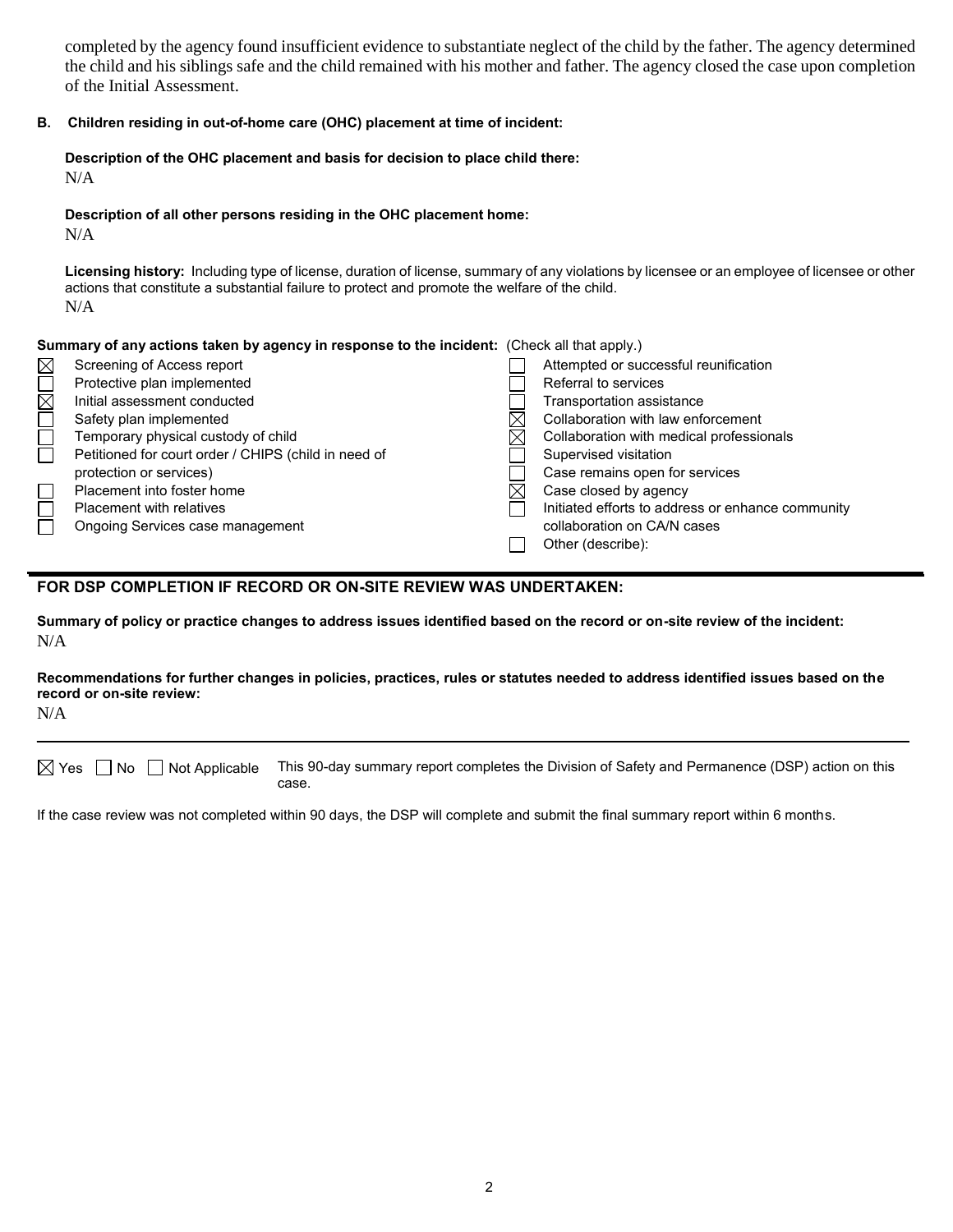completed by the agency found insufficient evidence to substantiate neglect of the child by the father. The agency determined the child and his siblings safe and the child remained with his mother and father. The agency closed the case upon completion of the Initial Assessment.

**B. Children residing in out-of-home care (OHC) placement at time of incident:**

**Description of the OHC placement and basis for decision to place child there:**
N/A

**Description of all other persons residing in the OHC placement home:**
N/A

**Licensing history:** Including type of license, duration of license, summary of any violations by licensee or an employee of licensee or other actions that constitute a substantial failure to protect and promote the welfare of the child.
N/A

**Summary of any actions taken by agency in response to the incident:** (Check all that apply.)

- ☒ Screening of Access report
- ☐ Protective plan implemented
- ☒ Initial assessment conducted
- ☐ Safety plan implemented
- ☐ Temporary physical custody of child
- ☐ Petitioned for court order / CHIPS (child in need of protection or services)
- ☐ Placement into foster home
- ☐ Placement with relatives
- ☐ Ongoing Services case management
- ☐ Attempted or successful reunification
- ☐ Referral to services
- ☐ Transportation assistance
- ☒ Collaboration with law enforcement
- ☒ Collaboration with medical professionals
- ☐ Supervised visitation
- ☐ Case remains open for services
- ☒ Case closed by agency
- ☐ Initiated efforts to address or enhance community collaboration on CA/N cases
- ☐ Other (describe):

## FOR DSP COMPLETION IF RECORD OR ON-SITE REVIEW WAS UNDERTAKEN:

**Summary of policy or practice changes to address issues identified based on the record or on-site review of the incident:**
N/A

**Recommendations for further changes in policies, practices, rules or statutes needed to address identified issues based on the record or on-site review:**
N/A

---

☒ Yes ☐ No ☐ Not Applicable This 90-day summary report completes the Division of Safety and Permanence (DSP) action on this case.

If the case review was not completed within 90 days, the DSP will complete and submit the final summary report within 6 months.